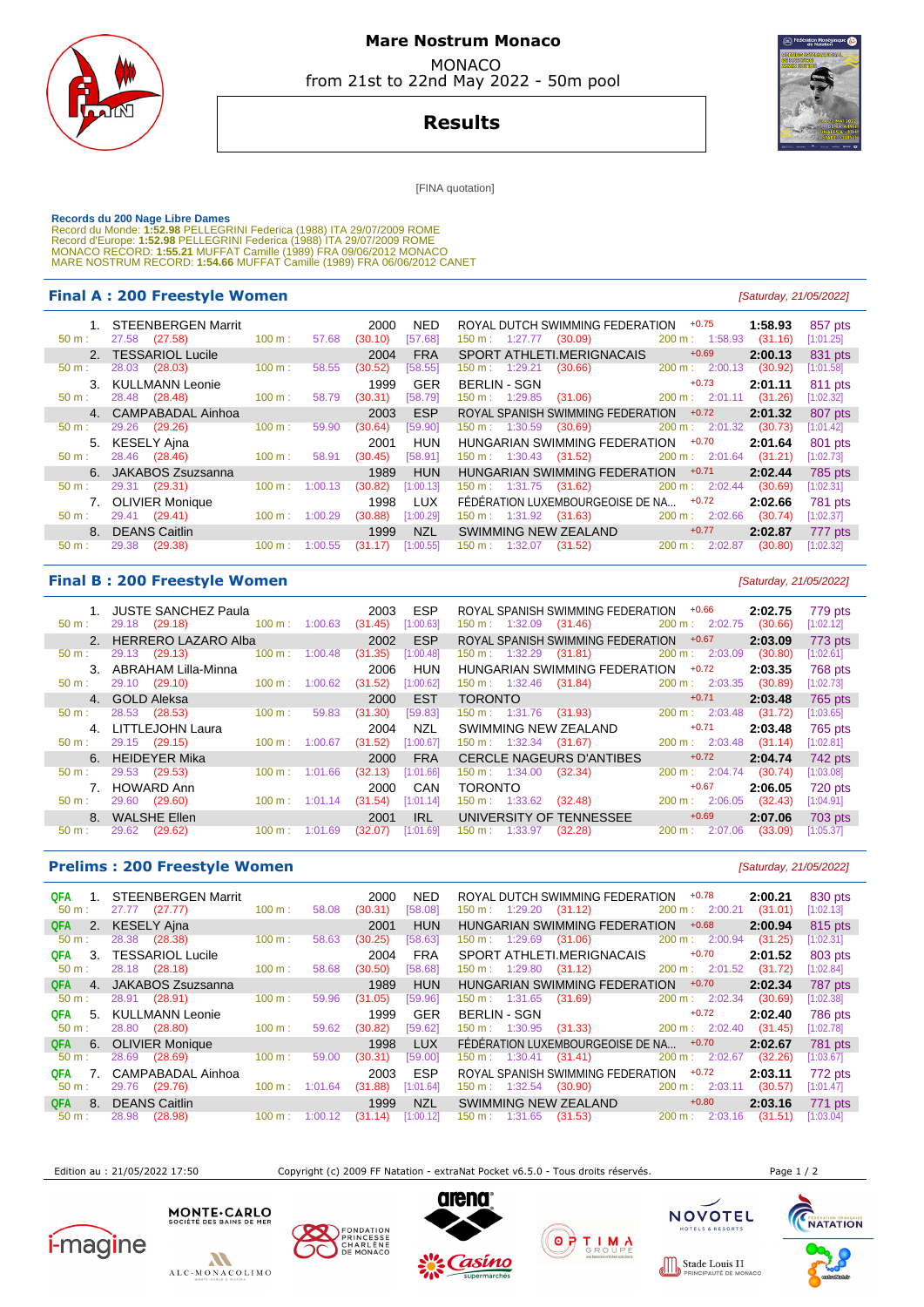# Mare Nostrum Monaco

MONACO
from 21st to 22nd May 2022 - 50m pool

## Results

[FINA quotation]

**Records du 200 Nage Libre Dames**
Record du Monde: **1:52.98** PELLEGRINI Federica (1988) ITA 29/07/2009 ROME
Record d'Europe: **1:52.98** PELLEGRINI Federica (1988) ITA 29/07/2009 ROME
MONACO RECORD: **1:55.21** MUFFAT Camille (1989) FRA 09/06/2012 MONACO
MARE NOSTRUM RECORD: **1:54.66** MUFFAT Camille (1989) FRA 06/06/2012 CANET

### Final A : 200 Freestyle Women

*[Saturday, 21/05/2022]*

| Rank | Name | Year | Nat | Club | RT | Time | Points |
|---|---|---|---|---|---|---|---|
| 1. | STEENBERGEN Marrit | 2000 | NED | ROYAL DUTCH SWIMMING FEDERATION | +0.75 | 1:58.93 | 857 pts |
| | 50 m : 27.58 (27.58) | 100 m : 57.68 (30.10) [57.68] | | 150 m : 1:27.77 (30.09) | | 200 m : 1:58.93 (31.16) | [1:01.25] |
| 2. | TESSARIOL Lucile | 2004 | FRA | SPORT ATHLETI.MERIGNACAIS | +0.69 | 2:00.13 | 831 pts |
| | 50 m : 28.03 (28.03) | 100 m : 58.55 (30.52) [58.55] | | 150 m : 1:29.21 (30.66) | | 200 m : 2:00.13 (30.92) | [1:01.58] |
| 3. | KULLMANN Leonie | 1999 | GER | BERLIN - SGN | +0.73 | 2:01.11 | 811 pts |
| | 50 m : 28.48 (28.48) | 100 m : 58.79 (30.31) [58.79] | | 150 m : 1:29.85 (31.06) | | 200 m : 2:01.11 (31.26) | [1:02.32] |
| 4. | CAMPABADAL Ainhoa | 2003 | ESP | ROYAL SPANISH SWIMMING FEDERATION | +0.72 | 2:01.32 | 807 pts |
| | 50 m : 29.26 (29.26) | 100 m : 59.90 (30.64) [59.90] | | 150 m : 1:30.59 (30.69) | | 200 m : 2:01.32 (30.73) | [1:01.42] |
| 5. | KESELY Ajna | 2001 | HUN | HUNGARIAN SWIMMING FEDERATION | +0.70 | 2:01.64 | 801 pts |
| | 50 m : 28.46 (28.46) | 100 m : 58.91 (30.45) [58.91] | | 150 m : 1:30.43 (31.52) | | 200 m : 2:01.64 (31.21) | [1:02.73] |
| 6. | JAKABOS Zsuzsanna | 1989 | HUN | HUNGARIAN SWIMMING FEDERATION | +0.71 | 2:02.44 | 785 pts |
| | 50 m : 29.31 (29.31) | 100 m : 1:00.13 (30.82) [1:00.13] | | 150 m : 1:31.75 (31.62) | | 200 m : 2:02.44 (30.69) | [1:02.31] |
| 7. | OLIVIER Monique | 1998 | LUX | FÉDÉRATION LUXEMBOURGEOISE DE NA... | +0.72 | 2:02.66 | 781 pts |
| | 50 m : 29.41 (29.41) | 100 m : 1:00.29 (30.88) [1:00.29] | | 150 m : 1:31.92 (31.63) | | 200 m : 2:02.66 (30.74) | [1:02.37] |
| 8. | DEANS Caitlin | 1999 | NZL | SWIMMING NEW ZEALAND | +0.77 | 2:02.87 | 777 pts |
| | 50 m : 29.38 (29.38) | 100 m : 1:00.55 (31.17) [1:00.55] | | 150 m : 1:32.07 (31.52) | | 200 m : 2:02.87 (30.80) | [1:02.32] |

### Final B : 200 Freestyle Women

*[Saturday, 21/05/2022]*

| Rank | Name | Year | Nat | Club | RT | Time | Points |
|---|---|---|---|---|---|---|---|
| 1. | JUSTE SANCHEZ Paula | 2003 | ESP | ROYAL SPANISH SWIMMING FEDERATION | +0.66 | 2:02.75 | 779 pts |
| | 50 m : 29.18 (29.18) | 100 m : 1:00.63 (31.45) [1:00.63] | | 150 m : 1:32.09 (31.46) | | 200 m : 2:02.75 (30.66) | [1:02.12] |
| 2. | HERRERO LAZARO Alba | 2002 | ESP | ROYAL SPANISH SWIMMING FEDERATION | +0.67 | 2:03.09 | 773 pts |
| | 50 m : 29.13 (29.13) | 100 m : 1:00.48 (31.35) [1:00.48] | | 150 m : 1:32.29 (31.81) | | 200 m : 2:03.09 (30.80) | [1:02.61] |
| 3. | ABRAHAM Lilla-Minna | 2006 | HUN | HUNGARIAN SWIMMING FEDERATION | +0.72 | 2:03.35 | 768 pts |
| | 50 m : 29.10 (29.10) | 100 m : 1:00.62 (31.52) [1:00.62] | | 150 m : 1:32.46 (31.84) | | 200 m : 2:03.35 (30.89) | [1:02.73] |
| 4. | GOLD Aleksa | 2000 | EST | TORONTO | +0.71 | 2:03.48 | 765 pts |
| | 50 m : 28.53 (28.53) | 100 m : 59.83 (31.30) [59.83] | | 150 m : 1:31.76 (31.93) | | 200 m : 2:03.48 (31.72) | [1:03.65] |
| 4. | LITTLEJOHN Laura | 2004 | NZL | SWIMMING NEW ZEALAND | +0.71 | 2:03.48 | 765 pts |
| | 50 m : 29.15 (29.15) | 100 m : 1:00.67 (31.52) [1:00.67] | | 150 m : 1:32.34 (31.67) | | 200 m : 2:03.48 (31.14) | [1:02.81] |
| 6. | HEIDEYER Mika | 2000 | FRA | CERCLE NAGEURS D'ANTIBES | +0.72 | 2:04.74 | 742 pts |
| | 50 m : 29.53 (29.53) | 100 m : 1:01.66 (32.13) [1:01.66] | | 150 m : 1:34.00 (32.34) | | 200 m : 2:04.74 (30.74) | [1:03.08] |
| 7. | HOWARD Ann | 2000 | CAN | TORONTO | +0.67 | 2:06.05 | 720 pts |
| | 50 m : 29.60 (29.60) | 100 m : 1:01.14 (31.54) [1:01.14] | | 150 m : 1:33.62 (32.48) | | 200 m : 2:06.05 (32.43) | [1:04.91] |
| 8. | WALSHE Ellen | 2001 | IRL | UNIVERSITY OF TENNESSEE | +0.69 | 2:07.06 | 703 pts |
| | 50 m : 29.62 (29.62) | 100 m : 1:01.69 (32.07) [1:01.69] | | 150 m : 1:33.97 (32.28) | | 200 m : 2:07.06 (33.09) | [1:05.37] |

### Prelims : 200 Freestyle Women

*[Saturday, 21/05/2022]*

| Q | Rank | Name | Year | Nat | Club | RT | Time | Points |
|---|---|---|---|---|---|---|---|---|
| QFA | 1. | STEENBERGEN Marrit | 2000 | NED | ROYAL DUTCH SWIMMING FEDERATION | +0.78 | 2:00.21 | 830 pts |
| | | 50 m : 27.77 (27.77) | 100 m : 58.08 (30.31) [58.08] | | 150 m : 1:29.20 (31.12) | | 200 m : 2:00.21 (31.01) | [1:02.13] |
| QFA | 2. | KESELY Ajna | 2001 | HUN | HUNGARIAN SWIMMING FEDERATION | +0.68 | 2:00.94 | 815 pts |
| | | 50 m : 28.38 (28.38) | 100 m : 58.63 (30.25) [58.63] | | 150 m : 1:29.69 (31.06) | | 200 m : 2:00.94 (31.25) | [1:02.31] |
| QFA | 3. | TESSARIOL Lucile | 2004 | FRA | SPORT ATHLETI.MERIGNACAIS | +0.70 | 2:01.52 | 803 pts |
| | | 50 m : 28.18 (28.18) | 100 m : 58.68 (30.50) [58.68] | | 150 m : 1:29.80 (31.12) | | 200 m : 2:01.52 (31.72) | [1:02.84] |
| QFA | 4. | JAKABOS Zsuzsanna | 1989 | HUN | HUNGARIAN SWIMMING FEDERATION | +0.70 | 2:02.34 | 787 pts |
| | | 50 m : 28.91 (28.91) | 100 m : 59.96 (31.05) [59.96] | | 150 m : 1:31.65 (31.69) | | 200 m : 2:02.34 (30.69) | [1:02.38] |
| QFA | 5. | KULLMANN Leonie | 1999 | GER | BERLIN - SGN | +0.72 | 2:02.40 | 786 pts |
| | | 50 m : 28.80 (28.80) | 100 m : 59.62 (30.82) [59.62] | | 150 m : 1:30.95 (31.33) | | 200 m : 2:02.40 (31.45) | [1:02.78] |
| QFA | 6. | OLIVIER Monique | 1998 | LUX | FÉDÉRATION LUXEMBOURGEOISE DE NA... | +0.70 | 2:02.67 | 781 pts |
| | | 50 m : 28.69 (28.69) | 100 m : 59.00 (30.31) [59.00] | | 150 m : 1:30.41 (31.41) | | 200 m : 2:02.67 (32.26) | [1:03.67] |
| QFA | 7. | CAMPABADAL Ainhoa | 2003 | ESP | ROYAL SPANISH SWIMMING FEDERATION | +0.72 | 2:03.11 | 772 pts |
| | | 50 m : 29.76 (29.76) | 100 m : 1:01.64 (31.88) [1:01.64] | | 150 m : 1:32.54 (30.90) | | 200 m : 2:03.11 (30.57) | [1:01.47] |
| QFA | 8. | DEANS Caitlin | 1999 | NZL | SWIMMING NEW ZEALAND | +0.80 | 2:03.16 | 771 pts |
| | | 50 m : 28.98 (28.98) | 100 m : 1:00.12 (31.14) [1:00.12] | | 150 m : 1:31.65 (31.53) | | 200 m : 2:03.16 (31.51) | [1:03.04] |

Edition au : 21/05/2022 17:50 — Copyright (c) 2009 FF Natation - extraNat Pocket v6.5.0 - Tous droits réservés.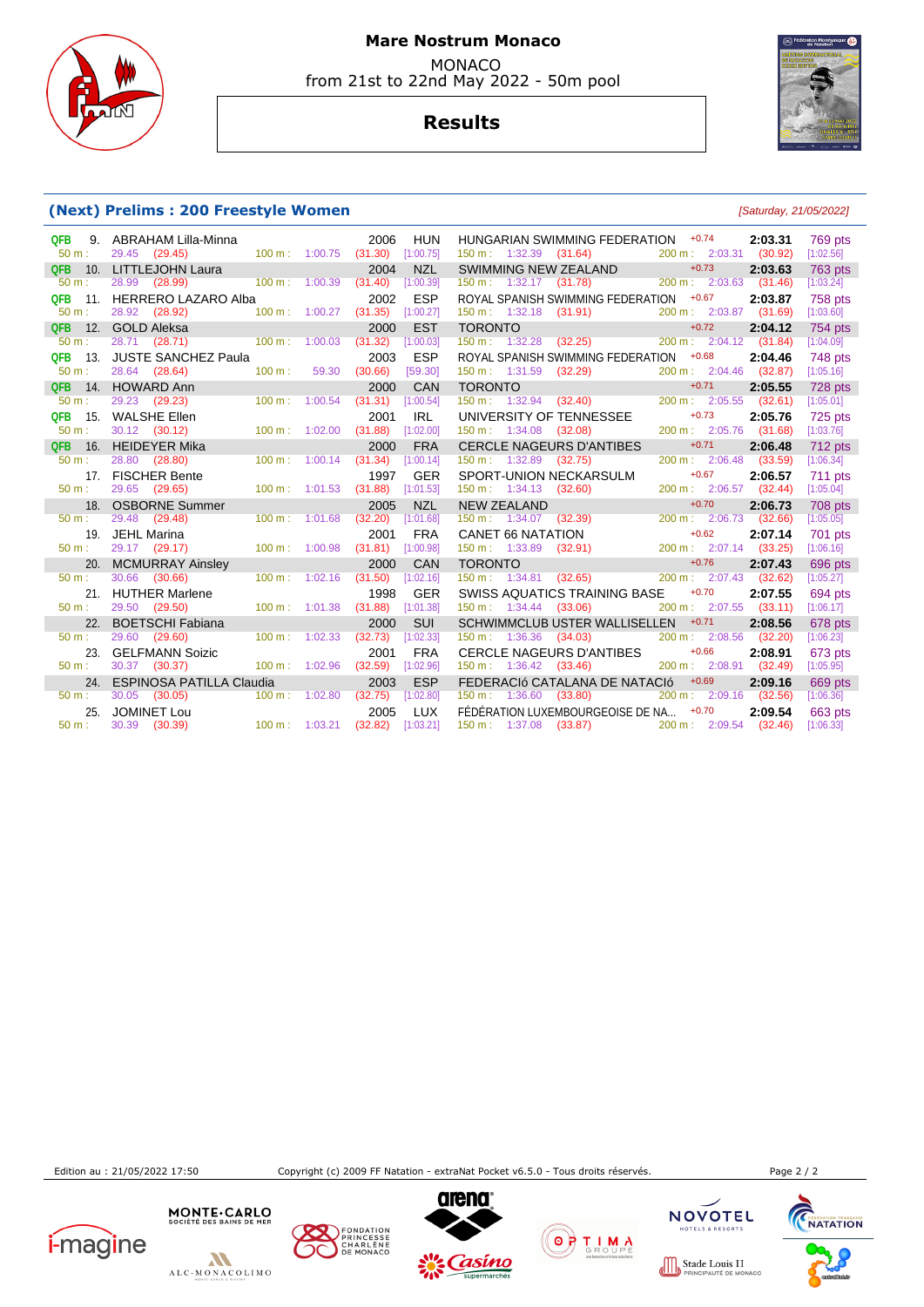# Mare Nostrum Monaco

MONACO
from 21st to 22nd May 2022 - 50m pool

## Results

### (Next) Prelims : 200 Freestyle Women

*[Saturday, 21/05/2022]*

| | Rank | Name | YOB | Nat | Club | RT | Time | Points |
|---|---|---|---|---|---|---|---|---|
| QFB | 9. | ABRAHAM Lilla-Minna | 2006 | HUN | HUNGARIAN SWIMMING FEDERATION | +0.74 | 2:03.31 | 769 pts |
| | | 50 m : 29.45 (29.45) | 100 m : 1:00.75 (31.30) [1:00.75] | | 150 m : 1:32.39 (31.64) | | 200 m : 2:03.31 (30.92) [1:02.56] | |
| QFB | 10. | LITTLEJOHN Laura | 2004 | NZL | SWIMMING NEW ZEALAND | +0.73 | 2:03.63 | 763 pts |
| | | 50 m : 28.99 (28.99) | 100 m : 1:00.39 (31.40) [1:00.39] | | 150 m : 1:32.17 (31.78) | | 200 m : 2:03.63 (31.46) [1:03.24] | |
| QFB | 11. | HERRERO LAZARO Alba | 2002 | ESP | ROYAL SPANISH SWIMMING FEDERATION | +0.67 | 2:03.87 | 758 pts |
| | | 50 m : 28.92 (28.92) | 100 m : 1:00.27 (31.35) [1:00.27] | | 150 m : 1:32.18 (31.91) | | 200 m : 2:03.87 (31.69) [1:03.60] | |
| QFB | 12. | GOLD Aleksa | 2000 | EST | TORONTO | +0.72 | 2:04.12 | 754 pts |
| | | 50 m : 28.71 (28.71) | 100 m : 1:00.03 (31.32) [1:00.03] | | 150 m : 1:32.28 (32.25) | | 200 m : 2:04.12 (31.84) [1:04.09] | |
| QFB | 13. | JUSTE SANCHEZ Paula | 2003 | ESP | ROYAL SPANISH SWIMMING FEDERATION | +0.68 | 2:04.46 | 748 pts |
| | | 50 m : 28.64 (28.64) | 100 m : 59.30 (30.66) [59.30] | | 150 m : 1:31.59 (32.29) | | 200 m : 2:04.46 (32.87) [1:05.16] | |
| QFB | 14. | HOWARD Ann | 2000 | CAN | TORONTO | +0.71 | 2:05.55 | 728 pts |
| | | 50 m : 29.23 (29.23) | 100 m : 1:00.54 (31.31) [1:00.54] | | 150 m : 1:32.94 (32.40) | | 200 m : 2:05.55 (32.61) [1:05.01] | |
| QFB | 15. | WALSHE Ellen | 2001 | IRL | UNIVERSITY OF TENNESSEE | +0.73 | 2:05.76 | 725 pts |
| | | 50 m : 30.12 (30.12) | 100 m : 1:02.00 (31.88) [1:02.00] | | 150 m : 1:34.08 (32.08) | | 200 m : 2:05.76 (31.68) [1:03.76] | |
| QFB | 16. | HEIDEYER Mika | 2000 | FRA | CERCLE NAGEURS D'ANTIBES | +0.71 | 2:06.48 | 712 pts |
| | | 50 m : 28.80 (28.80) | 100 m : 1:00.14 (31.34) [1:00.14] | | 150 m : 1:32.89 (32.75) | | 200 m : 2:06.48 (33.59) [1:06.34] | |
| | 17. | FISCHER Bente | 1997 | GER | SPORT-UNION NECKARSULM | +0.67 | 2:06.57 | 711 pts |
| | | 50 m : 29.65 (29.65) | 100 m : 1:01.53 (31.88) [1:01.53] | | 150 m : 1:34.13 (32.60) | | 200 m : 2:06.57 (32.44) [1:05.04] | |
| | 18. | OSBORNE Summer | 2005 | NZL | NEW ZEALAND | +0.70 | 2:06.73 | 708 pts |
| | | 50 m : 29.48 (29.48) | 100 m : 1:01.68 (32.20) [1:01.68] | | 150 m : 1:34.07 (32.39) | | 200 m : 2:06.73 (32.66) [1:05.05] | |
| | 19. | JEHL Marina | 2001 | FRA | CANET 66 NATATION | +0.62 | 2:07.14 | 701 pts |
| | | 50 m : 29.17 (29.17) | 100 m : 1:00.98 (31.81) [1:00.98] | | 150 m : 1:33.89 (32.91) | | 200 m : 2:07.14 (33.25) [1:06.16] | |
| | 20. | MCMURRAY Ainsley | 2000 | CAN | TORONTO | +0.76 | 2:07.43 | 696 pts |
| | | 50 m : 30.66 (30.66) | 100 m : 1:02.16 (31.50) [1:02.16] | | 150 m : 1:34.81 (32.65) | | 200 m : 2:07.43 (32.62) [1:05.27] | |
| | 21. | HUTHER Marlene | 1998 | GER | SWISS AQUATICS TRAINING BASE | +0.70 | 2:07.55 | 694 pts |
| | | 50 m : 29.50 (29.50) | 100 m : 1:01.38 (31.88) [1:01.38] | | 150 m : 1:34.44 (33.06) | | 200 m : 2:07.55 (33.11) [1:06.17] | |
| | 22. | BOETSCHI Fabiana | 2000 | SUI | SCHWIMMCLUB USTER WALLISELLEN | +0.71 | 2:08.56 | 678 pts |
| | | 50 m : 29.60 (29.60) | 100 m : 1:02.33 (32.73) [1:02.33] | | 150 m : 1:36.36 (34.03) | | 200 m : 2:08.56 (32.20) [1:06.23] | |
| | 23. | GELFMANN Soizic | 2001 | FRA | CERCLE NAGEURS D'ANTIBES | +0.66 | 2:08.91 | 673 pts |
| | | 50 m : 30.37 (30.37) | 100 m : 1:02.96 (32.59) [1:02.96] | | 150 m : 1:36.42 (33.46) | | 200 m : 2:08.91 (32.49) [1:05.95] | |
| | 24. | ESPINOSA PATILLA Claudia | 2003 | ESP | FEDERACIó CATALANA DE NATACIó | +0.69 | 2:09.16 | 669 pts |
| | | 50 m : 30.05 (30.05) | 100 m : 1:02.80 (32.75) [1:02.80] | | 150 m : 1:36.60 (33.80) | | 200 m : 2:09.16 (32.56) [1:06.36] | |
| | 25. | JOMINET Lou | 2005 | LUX | FÉDÉRATION LUXEMBOURGEOISE DE NA... | +0.70 | 2:09.54 | 663 pts |
| | | 50 m : 30.39 (30.39) | 100 m : 1:03.21 (32.82) [1:03.21] | | 150 m : 1:37.08 (33.87) | | 200 m : 2:09.54 (32.46) [1:06.33] | |

Edition au : 21/05/2022 17:50

Copyright (c) 2009 FF Natation - extraNat Pocket v6.5.0 - Tous droits réservés.